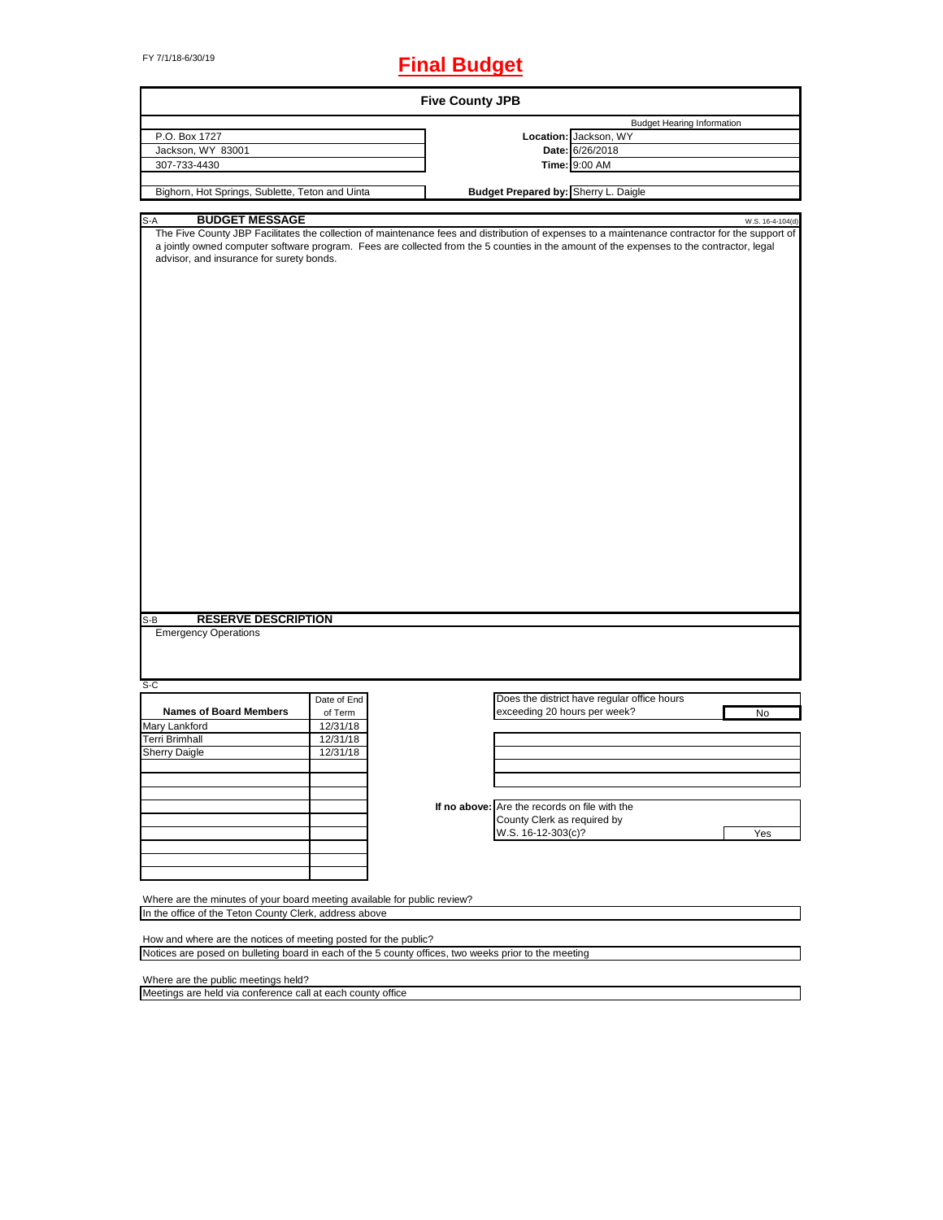FY 7/1/18-6/30/19

# Final Budget

## Five County JPB

| | | Budget Hearing Information |
|---|---|---|
| P.O. Box 1727 | **Location:** | Jackson, WY |
| Jackson, WY 83001 | **Date:** | 6/26/2018 |
| 307-733-4430 | **Time:** | 9:00 AM |
| Bighorn, Hot Springs, Sublette, Teton and Uinta | **Budget Prepared by:** | Sherry L. Daigle |

S-A **BUDGET MESSAGE** W.S. 16-4-104(d)

The Five County JBP Facilitates the collection of maintenance fees and distribution of expenses to a maintenance contractor for the support of a jointly owned computer software program. Fees are collected from the 5 counties in the amount of the expenses to the contractor, legal advisor, and insurance for surety bonds.

S-B **RESERVE DESCRIPTION**

Emergency Operations

S-C

| Names of Board Members | Date of End of Term |
|---|---|
| Mary Lankford | 12/31/18 |
| Terri Brimhall | 12/31/18 |
| Sherry Daigle | 12/31/18 |

Does the district have regular office hours exceeding 20 hours per week? No

**If no above:** Are the records on file with the County Clerk as required by W.S. 16-12-303(c)? Yes

Where are the minutes of your board meeting available for public review?
In the office of the Teton County Clerk, address above

How and where are the notices of meeting posted for the public?
Notices are posed on bulleting board in each of the 5 county offices, two weeks prior to the meeting

Where are the public meetings held?
Meetings are held via conference call at each county office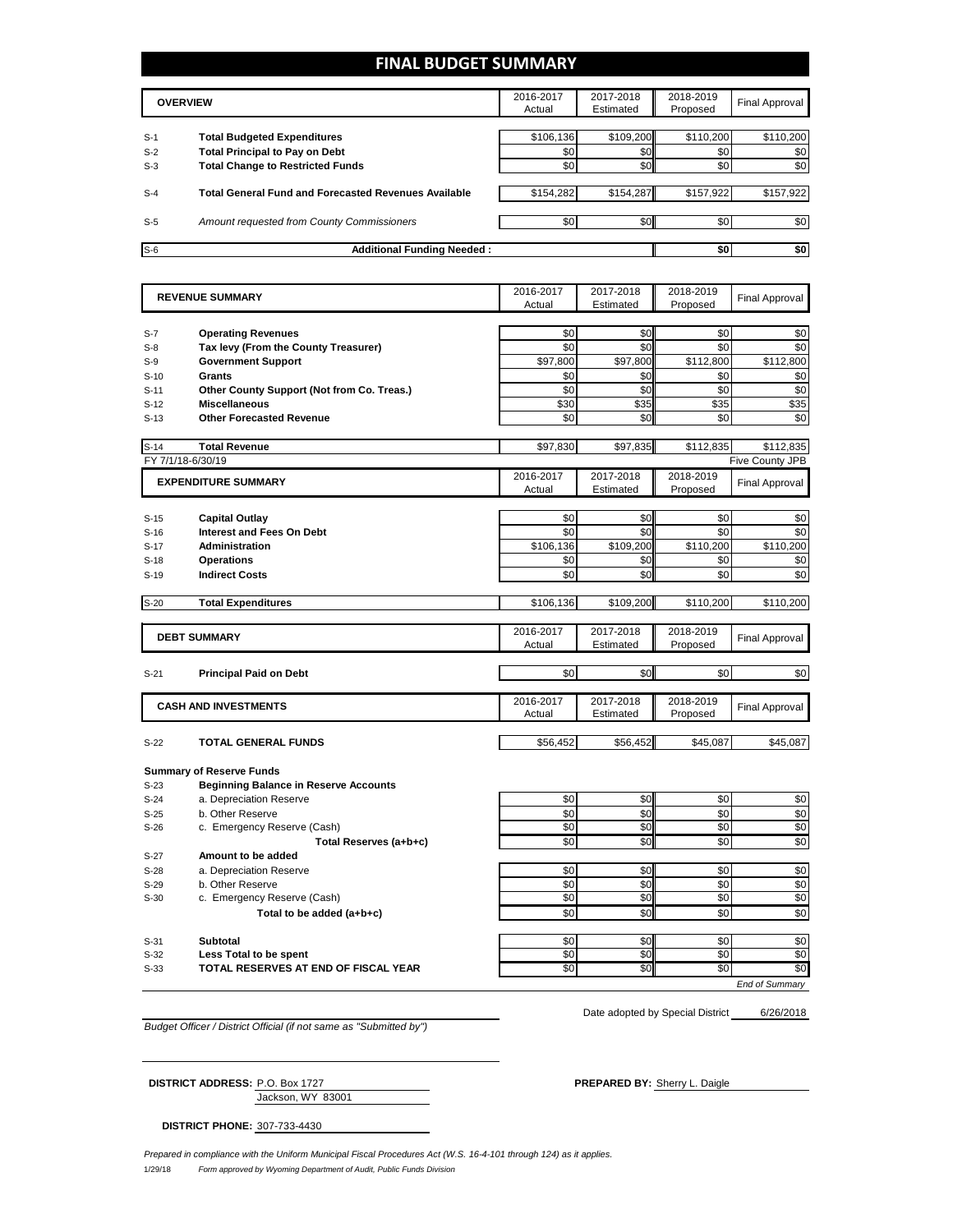# FINAL BUDGET SUMMARY

| | OVERVIEW | 2016-2017 Actual | 2017-2018 Estimated | 2018-2019 Proposed | Final Approval |
|---|---|---|---|---|---|
| S-1 | **Total Budgeted Expenditures** | $106,136 | $109,200 | $110,200 | $110,200 |
| S-2 | **Total Principal to Pay on Debt** | $0 | $0 | $0 | $0 |
| S-3 | **Total Change to Restricted Funds** | $0 | $0 | $0 | $0 |
| S-4 | **Total General Fund and Forecasted Revenues Available** | $154,282 | $154,287 | $157,922 | $157,922 |
| S-5 | *Amount requested from County Commissioners* | $0 | $0 | $0 | $0 |
| S-6 | **Additional Funding Needed :** | | | **$0** | **$0** |

| | REVENUE SUMMARY | 2016-2017 Actual | 2017-2018 Estimated | 2018-2019 Proposed | Final Approval |
|---|---|---|---|---|---|
| S-7 | **Operating Revenues** | $0 | $0 | $0 | $0 |
| S-8 | **Tax levy (From the County Treasurer)** | $0 | $0 | $0 | $0 |
| S-9 | **Government Support** | $97,800 | $97,800 | $112,800 | $112,800 |
| S-10 | **Grants** | $0 | $0 | $0 | $0 |
| S-11 | **Other County Support (Not from Co. Treas.)** | $0 | $0 | $0 | $0 |
| S-12 | **Miscellaneous** | $30 | $35 | $35 | $35 |
| S-13 | **Other Forecasted Revenue** | $0 | $0 | $0 | $0 |
| S-14 | **Total Revenue** | $97,830 | $97,835 | $112,835 | $112,835 |

FY 7/1/18-6/30/19 Five County JPB

| | EXPENDITURE SUMMARY | 2016-2017 Actual | 2017-2018 Estimated | 2018-2019 Proposed | Final Approval |
|---|---|---|---|---|---|
| S-15 | **Capital Outlay** | $0 | $0 | $0 | $0 |
| S-16 | **Interest and Fees On Debt** | $0 | $0 | $0 | $0 |
| S-17 | **Administration** | $106,136 | $109,200 | $110,200 | $110,200 |
| S-18 | **Operations** | $0 | $0 | $0 | $0 |
| S-19 | **Indirect Costs** | $0 | $0 | $0 | $0 |
| S-20 | **Total Expenditures** | $106,136 | $109,200 | $110,200 | $110,200 |

| | DEBT SUMMARY | 2016-2017 Actual | 2017-2018 Estimated | 2018-2019 Proposed | Final Approval |
|---|---|---|---|---|---|
| S-21 | **Principal Paid on Debt** | $0 | $0 | $0 | $0 |

| | CASH AND INVESTMENTS | 2016-2017 Actual | 2017-2018 Estimated | 2018-2019 Proposed | Final Approval |
|---|---|---|---|---|---|
| S-22 | **TOTAL GENERAL FUNDS** | $56,452 | $56,452 | $45,087 | $45,087 |

**Summary of Reserve Funds**

| | | 2016-2017 Actual | 2017-2018 Estimated | 2018-2019 Proposed | Final Approval |
|---|---|---|---|---|---|
| S-23 | **Beginning Balance in Reserve Accounts** | | | | |
| S-24 | a. Depreciation Reserve | $0 | $0 | $0 | $0 |
| S-25 | b. Other Reserve | $0 | $0 | $0 | $0 |
| S-26 | c. Emergency Reserve (Cash) | $0 | $0 | $0 | $0 |
| | **Total Reserves (a+b+c)** | $0 | $0 | $0 | $0 |
| S-27 | **Amount to be added** | | | | |
| S-28 | a. Depreciation Reserve | $0 | $0 | $0 | $0 |
| S-29 | b. Other Reserve | $0 | $0 | $0 | $0 |
| S-30 | c. Emergency Reserve (Cash) | $0 | $0 | $0 | $0 |
| | **Total to be added (a+b+c)** | $0 | $0 | $0 | $0 |
| S-31 | **Subtotal** | $0 | $0 | $0 | $0 |
| S-32 | **Less Total to be spent** | $0 | $0 | $0 | $0 |
| S-33 | **TOTAL RESERVES AT END OF FISCAL YEAR** | $0 | $0 | $0 | $0 |

*End of Summary*

Date adopted by Special District 6/26/2018

*Budget Officer / District Official (if not same as "Submitted by")*

**DISTRICT ADDRESS:** P.O. Box 1727
Jackson, WY 83001

**PREPARED BY:** Sherry L. Daigle

**DISTRICT PHONE:** 307-733-4430

*Prepared in compliance with the Uniform Municipal Fiscal Procedures Act (W.S. 16-4-101 through 124) as it applies.*

1/29/18 *Form approved by Wyoming Department of Audit, Public Funds Division*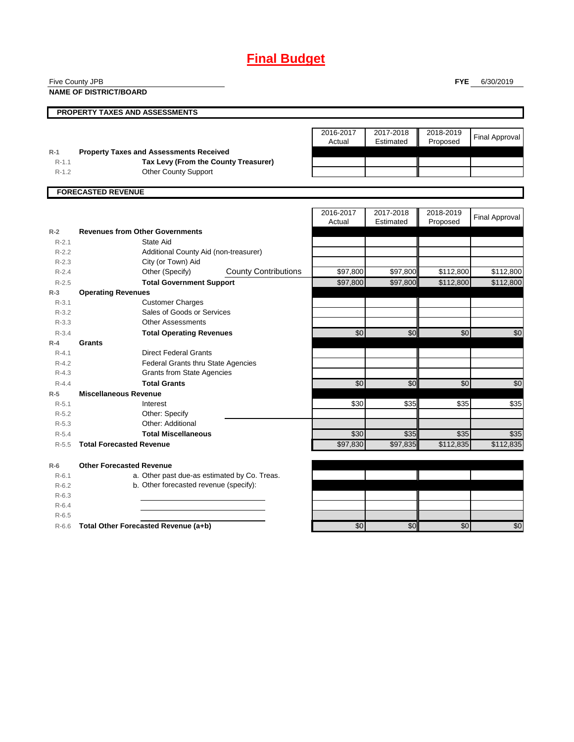# Final Budget

Five County JPB

**NAME OF DISTRICT/BOARD**

**FYE** 6/30/2019

## PROPERTY TAXES AND ASSESSMENTS

| | | 2016-2017 Actual | 2017-2018 Estimated | 2018-2019 Proposed | Final Approval |
|---|---|---|---|---|---|
| R-1 | **Property Taxes and Assessments Received** | | | | |
| R-1.1 | **Tax Levy (From the County Treasurer)** | | | | |
| R-1.2 | Other County Support | | | | |

## FORECASTED REVENUE

| | | 2016-2017 Actual | 2017-2018 Estimated | 2018-2019 Proposed | Final Approval |
|---|---|---|---|---|---|
| R-2 | **Revenues from Other Governments** | | | | |
| R-2.1 | State Aid | | | | |
| R-2.2 | Additional County Aid (non-treasurer) | | | | |
| R-2.3 | City (or Town) Aid | | | | |
| R-2.4 | Other (Specify) County Contributions | $97,800 | $97,800 | $112,800 | $112,800 |
| R-2.5 | **Total Government Support** | $97,800 | $97,800 | $112,800 | $112,800 |
| R-3 | **Operating Revenues** | | | | |
| R-3.1 | Customer Charges | | | | |
| R-3.2 | Sales of Goods or Services | | | | |
| R-3.3 | Other Assessments | | | | |
| R-3.4 | **Total Operating Revenues** | $0 | $0 | $0 | $0 |
| R-4 | **Grants** | | | | |
| R-4.1 | Direct Federal Grants | | | | |
| R-4.2 | Federal Grants thru State Agencies | | | | |
| R-4.3 | Grants from State Agencies | | | | |
| R-4.4 | **Total Grants** | $0 | $0 | $0 | $0 |
| R-5 | **Miscellaneous Revenue** | | | | |
| R-5.1 | Interest | $30 | $35 | $35 | $35 |
| R-5.2 | Other: Specify | | | | |
| R-5.3 | Other: Additional | | | | |
| R-5.4 | **Total Miscellaneous** | $30 | $35 | $35 | $35 |
| R-5.5 | **Total Forecasted Revenue** | $97,830 | $97,835 | $112,835 | $112,835 |
| R-6 | **Other Forecasted Revenue** | | | | |
| R-6.1 | a. Other past due-as estimated by Co. Treas. | | | | |
| R-6.2 | b. Other forecasted revenue (specify): | | | | |
| R-6.3 | | | | | |
| R-6.4 | | | | | |
| R-6.5 | | | | | |
| R-6.6 | **Total Other Forecasted Revenue (a+b)** | $0 | $0 | $0 | $0 |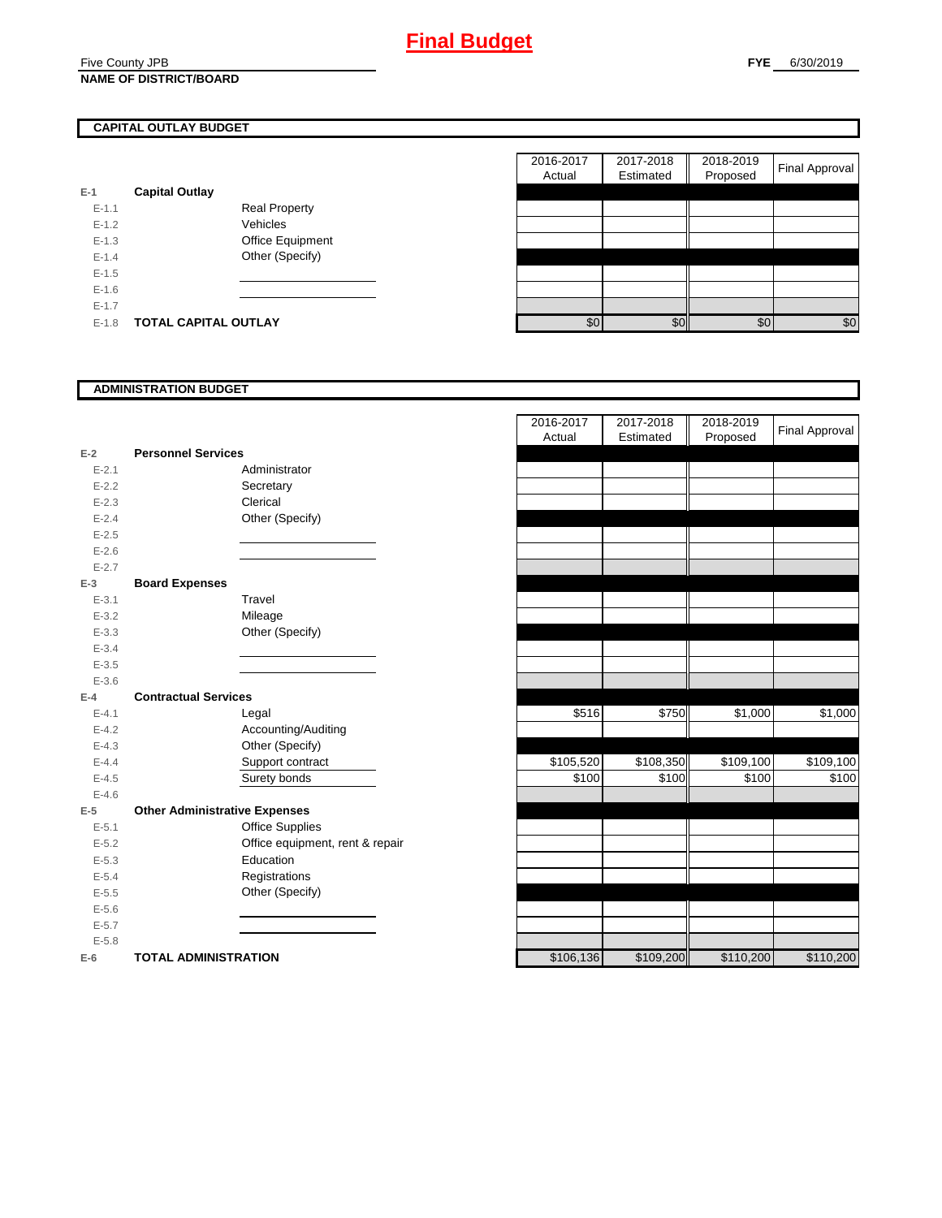# Final Budget

Five County JPB
**NAME OF DISTRICT/BOARD**

**FYE** 6/30/2019

## CAPITAL OUTLAY BUDGET

| | | | 2016-2017 Actual | 2017-2018 Estimated | 2018-2019 Proposed | Final Approval |
|---|---|---|---|---|---|---|
| E-1 | **Capital Outlay** | | | | | |
| E-1.1 | | Real Property | | | | |
| E-1.2 | | Vehicles | | | | |
| E-1.3 | | Office Equipment | | | | |
| E-1.4 | | Other (Specify) | | | | |
| E-1.5 | | | | | | |
| E-1.6 | | | | | | |
| E-1.7 | | | | | | |
| E-1.8 | **TOTAL CAPITAL OUTLAY** | | $0 | $0 | $0 | $0 |

## ADMINISTRATION BUDGET

| | | | 2016-2017 Actual | 2017-2018 Estimated | 2018-2019 Proposed | Final Approval |
|---|---|---|---|---|---|---|
| E-2 | **Personnel Services** | | | | | |
| E-2.1 | | Administrator | | | | |
| E-2.2 | | Secretary | | | | |
| E-2.3 | | Clerical | | | | |
| E-2.4 | | Other (Specify) | | | | |
| E-2.5 | | | | | | |
| E-2.6 | | | | | | |
| E-2.7 | | | | | | |
| E-3 | **Board Expenses** | | | | | |
| E-3.1 | | Travel | | | | |
| E-3.2 | | Mileage | | | | |
| E-3.3 | | Other (Specify) | | | | |
| E-3.4 | | | | | | |
| E-3.5 | | | | | | |
| E-3.6 | | | | | | |
| E-4 | **Contractual Services** | | | | | |
| E-4.1 | | Legal | $516 | $750 | $1,000 | $1,000 |
| E-4.2 | | Accounting/Auditing | | | | |
| E-4.3 | | Other (Specify) | | | | |
| E-4.4 | | Support contract | $105,520 | $108,350 | $109,100 | $109,100 |
| E-4.5 | | Surety bonds | $100 | $100 | $100 | $100 |
| E-4.6 | | | | | | |
| E-5 | **Other Administrative Expenses** | | | | | |
| E-5.1 | | Office Supplies | | | | |
| E-5.2 | | Office equipment, rent & repair | | | | |
| E-5.3 | | Education | | | | |
| E-5.4 | | Registrations | | | | |
| E-5.5 | | Other (Specify) | | | | |
| E-5.6 | | | | | | |
| E-5.7 | | | | | | |
| E-5.8 | | | | | | |
| E-6 | **TOTAL ADMINISTRATION** | | $106,136 | $109,200 | $110,200 | $110,200 |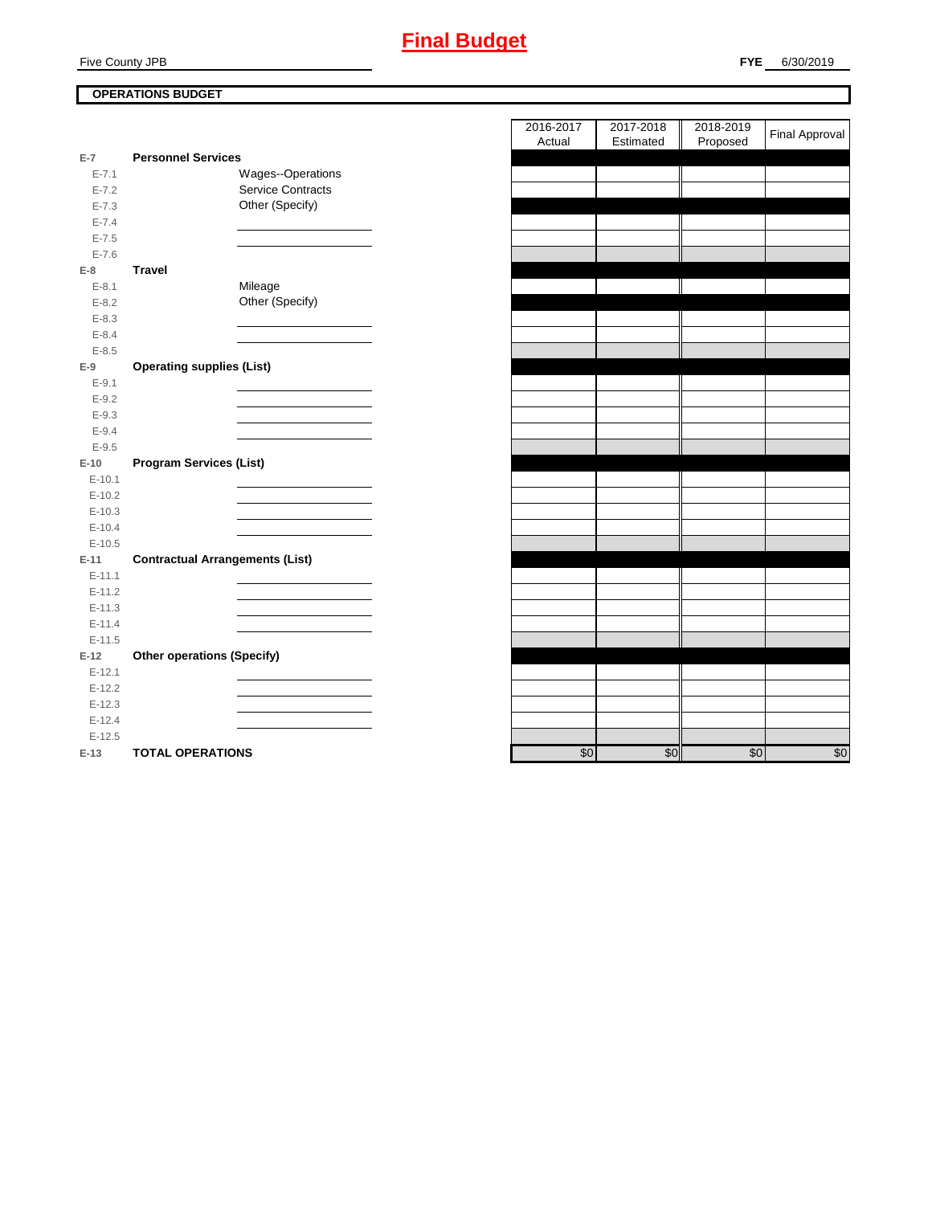# Final Budget

Five County JPB

**FYE** 6/30/2019

**OPERATIONS BUDGET**

| | | | 2016-2017 Actual | 2017-2018 Estimated | 2018-2019 Proposed | Final Approval |
|---|---|---|---|---|---|---|
| E-7 | **Personnel Services** | | | | | |
| E-7.1 | | Wages--Operations | | | | |
| E-7.2 | | Service Contracts | | | | |
| E-7.3 | | Other (Specify) | | | | |
| E-7.4 | | | | | | |
| E-7.5 | | | | | | |
| E-7.6 | | | | | | |
| E-8 | **Travel** | | | | | |
| E-8.1 | | Mileage | | | | |
| E-8.2 | | Other (Specify) | | | | |
| E-8.3 | | | | | | |
| E-8.4 | | | | | | |
| E-8.5 | | | | | | |
| E-9 | **Operating supplies (List)** | | | | | |
| E-9.1 | | | | | | |
| E-9.2 | | | | | | |
| E-9.3 | | | | | | |
| E-9.4 | | | | | | |
| E-9.5 | | | | | | |
| E-10 | **Program Services (List)** | | | | | |
| E-10.1 | | | | | | |
| E-10.2 | | | | | | |
| E-10.3 | | | | | | |
| E-10.4 | | | | | | |
| E-10.5 | | | | | | |
| E-11 | **Contractual Arrangements (List)** | | | | | |
| E-11.1 | | | | | | |
| E-11.2 | | | | | | |
| E-11.3 | | | | | | |
| E-11.4 | | | | | | |
| E-11.5 | | | | | | |
| E-12 | **Other operations (Specify)** | | | | | |
| E-12.1 | | | | | | |
| E-12.2 | | | | | | |
| E-12.3 | | | | | | |
| E-12.4 | | | | | | |
| E-12.5 | | | | | | |
| E-13 | **TOTAL OPERATIONS** | | $0 | $0 | $0 | $0 |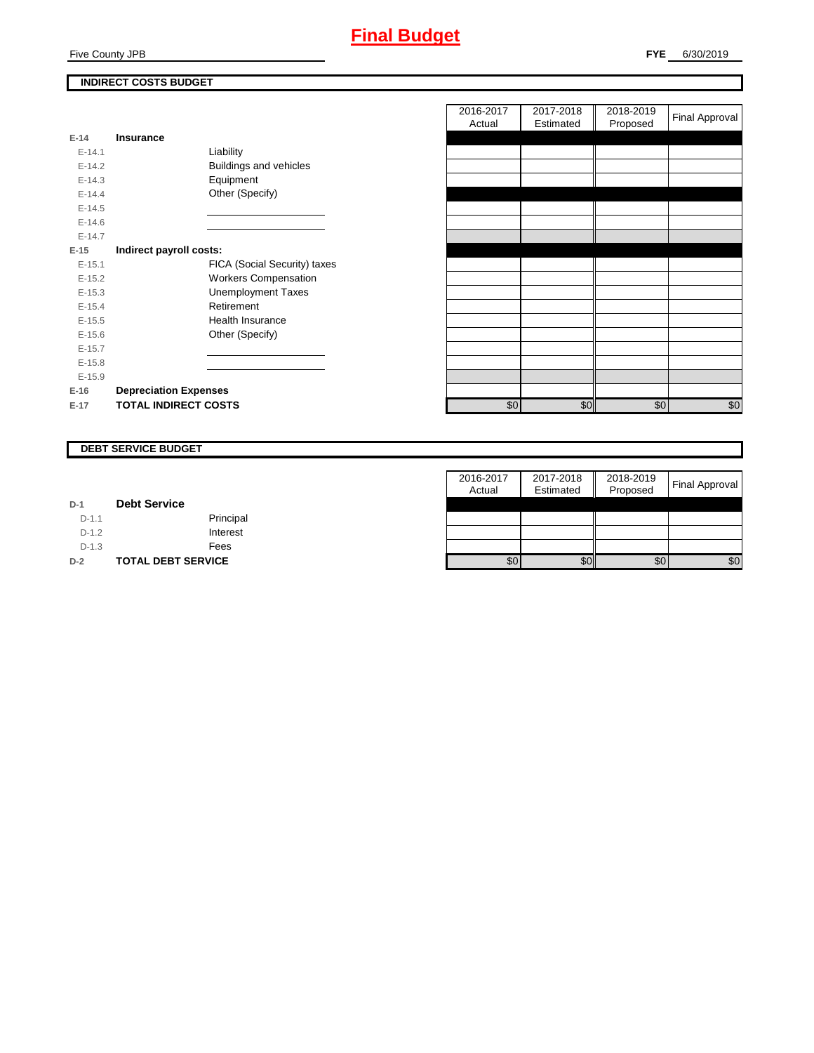# Final Budget

Five County JPB

**FYE** 6/30/2019

## INDIRECT COSTS BUDGET

| | | | 2016-2017 Actual | 2017-2018 Estimated | 2018-2019 Proposed | Final Approval |
|---|---|---|---|---|---|---|
| E-14 | **Insurance** | | | | | |
| E-14.1 | | Liability | | | | |
| E-14.2 | | Buildings and vehicles | | | | |
| E-14.3 | | Equipment | | | | |
| E-14.4 | | Other (Specify) | | | | |
| E-14.5 | | | | | | |
| E-14.6 | | | | | | |
| E-14.7 | | | | | | |
| E-15 | **Indirect payroll costs:** | | | | | |
| E-15.1 | | FICA (Social Security) taxes | | | | |
| E-15.2 | | Workers Compensation | | | | |
| E-15.3 | | Unemployment Taxes | | | | |
| E-15.4 | | Retirement | | | | |
| E-15.5 | | Health Insurance | | | | |
| E-15.6 | | Other (Specify) | | | | |
| E-15.7 | | | | | | |
| E-15.8 | | | | | | |
| E-15.9 | | | | | | |
| E-16 | **Depreciation Expenses** | | | | | |
| E-17 | **TOTAL INDIRECT COSTS** | | $0 | $0 | $0 | $0 |

## DEBT SERVICE BUDGET

| | | | 2016-2017 Actual | 2017-2018 Estimated | 2018-2019 Proposed | Final Approval |
|---|---|---|---|---|---|---|
| D-1 | **Debt Service** | | | | | |
| D-1.1 | | Principal | | | | |
| D-1.2 | | Interest | | | | |
| D-1.3 | | Fees | | | | |
| D-2 | **TOTAL DEBT SERVICE** | | $0 | $0 | $0 | $0 |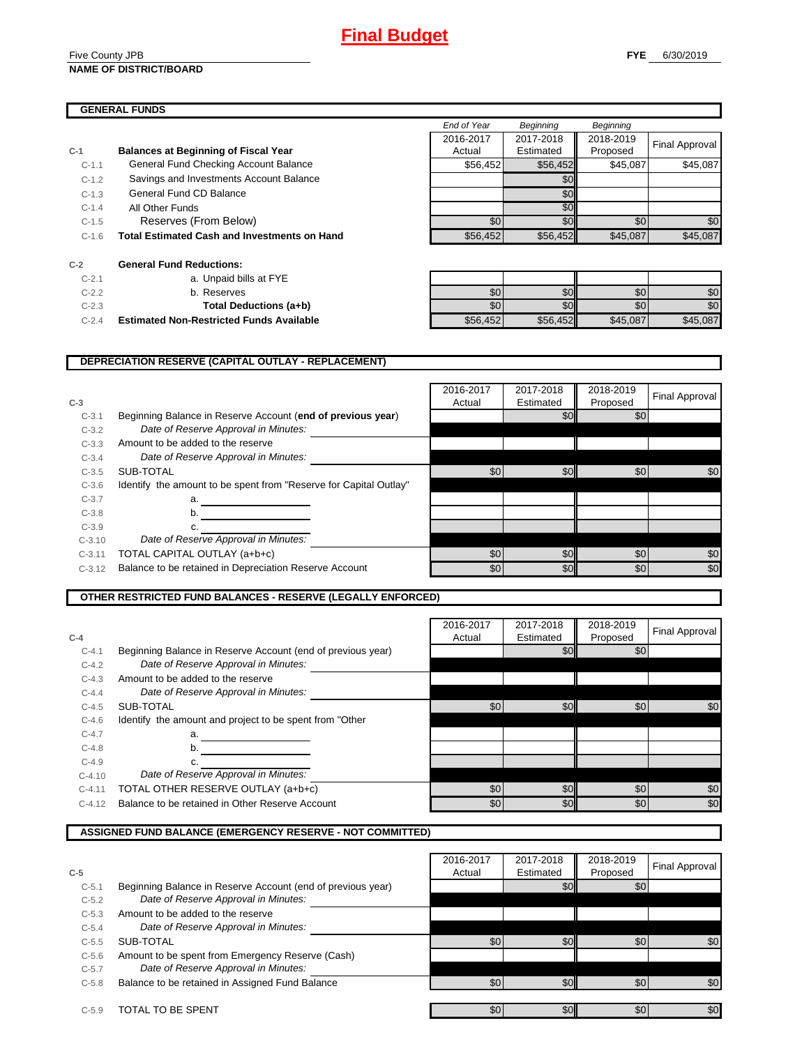# Final Budget

Five County JPB
**NAME OF DISTRICT/BOARD**

**FYE** 6/30/2019

## GENERAL FUNDS

| | | *End of Year* 2016-2017 Actual | *Beginning* 2017-2018 Estimated | *Beginning* 2018-2019 Proposed | Final Approval |
|---|---|---|---|---|---|
| **C-1** | **Balances at Beginning of Fiscal Year** | | | | |
| C-1.1 | General Fund Checking Account Balance | $56,452 | $56,452 | $45,087 | $45,087 |
| C-1.2 | Savings and Investments Account Balance | | $0 | | |
| C-1.3 | General Fund CD Balance | | $0 | | |
| C-1.4 | All Other Funds | | $0 | | |
| C-1.5 | Reserves (From Below) | $0 | $0 | $0 | $0 |
| C-1.6 | **Total Estimated Cash and Investments on Hand** | $56,452 | $56,452 | $45,087 | $45,087 |
| **C-2** | **General Fund Reductions:** | | | | |
| C-2.1 | a. Unpaid bills at FYE | | | | |
| C-2.2 | b. Reserves | $0 | $0 | $0 | $0 |
| C-2.3 | **Total Deductions (a+b)** | $0 | $0 | $0 | $0 |
| C-2.4 | **Estimated Non-Restricted Funds Available** | $56,452 | $56,452 | $45,087 | $45,087 |

## DEPRECIATION RESERVE (CAPITAL OUTLAY - REPLACEMENT)

| **C-3** | | 2016-2017 Actual | 2017-2018 Estimated | 2018-2019 Proposed | Final Approval |
|---|---|---|---|---|---|
| C-3.1 | Beginning Balance in Reserve Account (**end of previous year**) | | $0 | $0 | |
| C-3.2 | *Date of Reserve Approval in Minutes:* | | | | |
| C-3.3 | Amount to be added to the reserve | | | | |
| C-3.4 | *Date of Reserve Approval in Minutes:* | | | | |
| C-3.5 | SUB-TOTAL | $0 | $0 | $0 | $0 |
| C-3.6 | Identify the amount to be spent from "Reserve for Capital Outlay" | | | | |
| C-3.7 | a. | | | | |
| C-3.8 | b. | | | | |
| C-3.9 | c. | | | | |
| C-3.10 | *Date of Reserve Approval in Minutes:* | | | | |
| C-3.11 | TOTAL CAPITAL OUTLAY (a+b+c) | $0 | $0 | $0 | $0 |
| C-3.12 | Balance to be retained in Depreciation Reserve Account | $0 | $0 | $0 | $0 |

## OTHER RESTRICTED FUND BALANCES - RESERVE (LEGALLY ENFORCED)

| **C-4** | | 2016-2017 Actual | 2017-2018 Estimated | 2018-2019 Proposed | Final Approval |
|---|---|---|---|---|---|
| C-4.1 | Beginning Balance in Reserve Account (end of previous year) | | $0 | $0 | |
| C-4.2 | *Date of Reserve Approval in Minutes:* | | | | |
| C-4.3 | Amount to be added to the reserve | | | | |
| C-4.4 | *Date of Reserve Approval in Minutes:* | | | | |
| C-4.5 | SUB-TOTAL | $0 | $0 | $0 | $0 |
| C-4.6 | Identify the amount and project to be spent from "Other | | | | |
| C-4.7 | a. | | | | |
| C-4.8 | b. | | | | |
| C-4.9 | c. | | | | |
| C-4.10 | *Date of Reserve Approval in Minutes:* | | | | |
| C-4.11 | TOTAL OTHER RESERVE OUTLAY (a+b+c) | $0 | $0 | $0 | $0 |
| C-4.12 | Balance to be retained in Other Reserve Account | $0 | $0 | $0 | $0 |

## ASSIGNED FUND BALANCE (EMERGENCY RESERVE - NOT COMMITTED)

| **C-5** | | 2016-2017 Actual | 2017-2018 Estimated | 2018-2019 Proposed | Final Approval |
|---|---|---|---|---|---|
| C-5.1 | Beginning Balance in Reserve Account (end of previous year) | | $0 | $0 | |
| C-5.2 | *Date of Reserve Approval in Minutes:* | | | | |
| C-5.3 | Amount to be added to the reserve | | | | |
| C-5.4 | *Date of Reserve Approval in Minutes:* | | | | |
| C-5.5 | SUB-TOTAL | $0 | $0 | $0 | $0 |
| C-5.6 | Amount to be spent from Emergency Reserve (Cash) | | | | |
| C-5.7 | *Date of Reserve Approval in Minutes:* | | | | |
| C-5.8 | Balance to be retained in Assigned Fund Balance | $0 | $0 | $0 | $0 |
| C-5.9 | TOTAL TO BE SPENT | $0 | $0 | $0 | $0 |